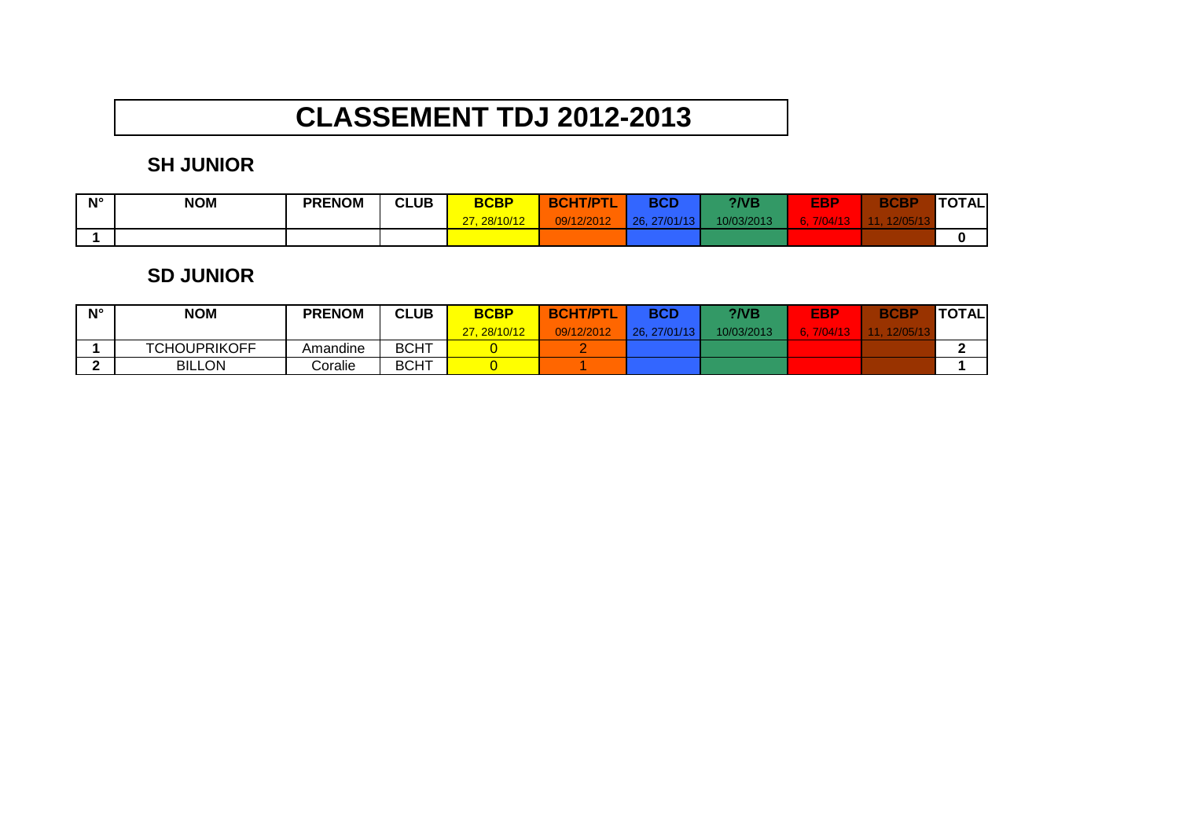# CLASSEMENT TDJ 2012-2013

## SH JUNIOR

| N° | NOM | PRENOM | CLUB | BCBP | BCHT/PTL | BCD | ?/VB | EBP | BCBP | TOTAL |
|---|---|---|---|---|---|---|---|---|---|---|
| | | | | 27, 28/10/12 | 09/12/2012 | 26, 27/01/13 | 10/03/2013 | 6, 7/04/13 | 11, 12/05/13 | |
| **1** | | | | | | | | | | **0** |

## SD JUNIOR

| N° | NOM | PRENOM | CLUB | BCBP | BCHT/PTL | BCD | ?/VB | EBP | BCBP | TOTAL |
|---|---|---|---|---|---|---|---|---|---|---|
| | | | | 27, 28/10/12 | 09/12/2012 | 26, 27/01/13 | 10/03/2013 | 6, 7/04/13 | 11, 12/05/13 | |
| **1** | TCHOUPRIKOFF | Amandine | BCHT | 0 | 2 | | | | | **2** |
| **2** | BILLON | Coralie | BCHT | 0 | 1 | | | | | **1** |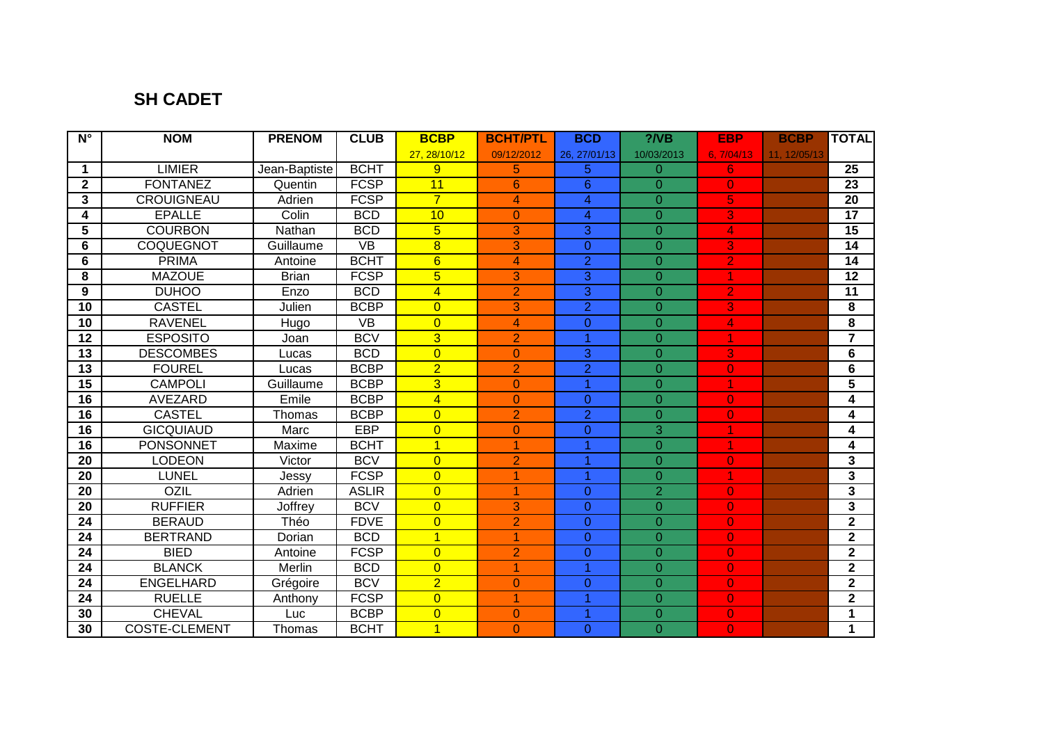## SH CADET

| N° | NOM | PRENOM | CLUB | BCBP | BCHT/PTL | BCD | ?/VB | EBP | BCBP | TOTAL |
|---|---|---|---|---|---|---|---|---|---|---|
| | | | | 27, 28/10/12 | 09/12/2012 | 26, 27/01/13 | 10/03/2013 | 6, 7/04/13 | 11, 12/05/13 | |
| 1 | LIMIER | Jean-Baptiste | BCHT | 9 | 5 | 5 | 0 | 6 | | 25 |
| 2 | FONTANEZ | Quentin | FCSP | 11 | 6 | 6 | 0 | 0 | | 23 |
| 3 | CROUIGNEAU | Adrien | FCSP | 7 | 4 | 4 | 0 | 5 | | 20 |
| 4 | EPALLE | Colin | BCD | 10 | 0 | 4 | 0 | 3 | | 17 |
| 5 | COURBON | Nathan | BCD | 5 | 3 | 3 | 0 | 4 | | 15 |
| 6 | COQUEGNOT | Guillaume | VB | 8 | 3 | 0 | 0 | 3 | | 14 |
| 6 | PRIMA | Antoine | BCHT | 6 | 4 | 2 | 0 | 2 | | 14 |
| 8 | MAZOUE | Brian | FCSP | 5 | 3 | 3 | 0 | 1 | | 12 |
| 9 | DUHOO | Enzo | BCD | 4 | 2 | 3 | 0 | 2 | | 11 |
| 10 | CASTEL | Julien | BCBP | 0 | 3 | 2 | 0 | 3 | | 8 |
| 10 | RAVENEL | Hugo | VB | 0 | 4 | 0 | 0 | 4 | | 8 |
| 12 | ESPOSITO | Joan | BCV | 3 | 2 | 1 | 0 | 1 | | 7 |
| 13 | DESCOMBES | Lucas | BCD | 0 | 0 | 3 | 0 | 3 | | 6 |
| 13 | FOUREL | Lucas | BCBP | 2 | 2 | 2 | 0 | 0 | | 6 |
| 15 | CAMPOLI | Guillaume | BCBP | 3 | 0 | 1 | 0 | 1 | | 5 |
| 16 | AVEZARD | Emile | BCBP | 4 | 0 | 0 | 0 | 0 | | 4 |
| 16 | CASTEL | Thomas | BCBP | 0 | 2 | 2 | 0 | 0 | | 4 |
| 16 | GICQUIAUD | Marc | EBP | 0 | 0 | 0 | 3 | 1 | | 4 |
| 16 | PONSONNET | Maxime | BCHT | 1 | 1 | 1 | 0 | 1 | | 4 |
| 20 | LODEON | Victor | BCV | 0 | 2 | 1 | 0 | 0 | | 3 |
| 20 | LUNEL | Jessy | FCSP | 0 | 1 | 1 | 0 | 1 | | 3 |
| 20 | OZIL | Adrien | ASLIR | 0 | 1 | 0 | 2 | 0 | | 3 |
| 20 | RUFFIER | Joffrey | BCV | 0 | 3 | 0 | 0 | 0 | | 3 |
| 24 | BERAUD | Théo | FDVE | 0 | 2 | 0 | 0 | 0 | | 2 |
| 24 | BERTRAND | Dorian | BCD | 1 | 1 | 0 | 0 | 0 | | 2 |
| 24 | BIED | Antoine | FCSP | 0 | 2 | 0 | 0 | 0 | | 2 |
| 24 | BLANCK | Merlin | BCD | 0 | 1 | 1 | 0 | 0 | | 2 |
| 24 | ENGELHARD | Grégoire | BCV | 2 | 0 | 0 | 0 | 0 | | 2 |
| 24 | RUELLE | Anthony | FCSP | 0 | 1 | 1 | 0 | 0 | | 2 |
| 30 | CHEVAL | Luc | BCBP | 0 | 0 | 1 | 0 | 0 | | 1 |
| 30 | COSTE-CLEMENT | Thomas | BCHT | 1 | 0 | 0 | 0 | 0 | | 1 |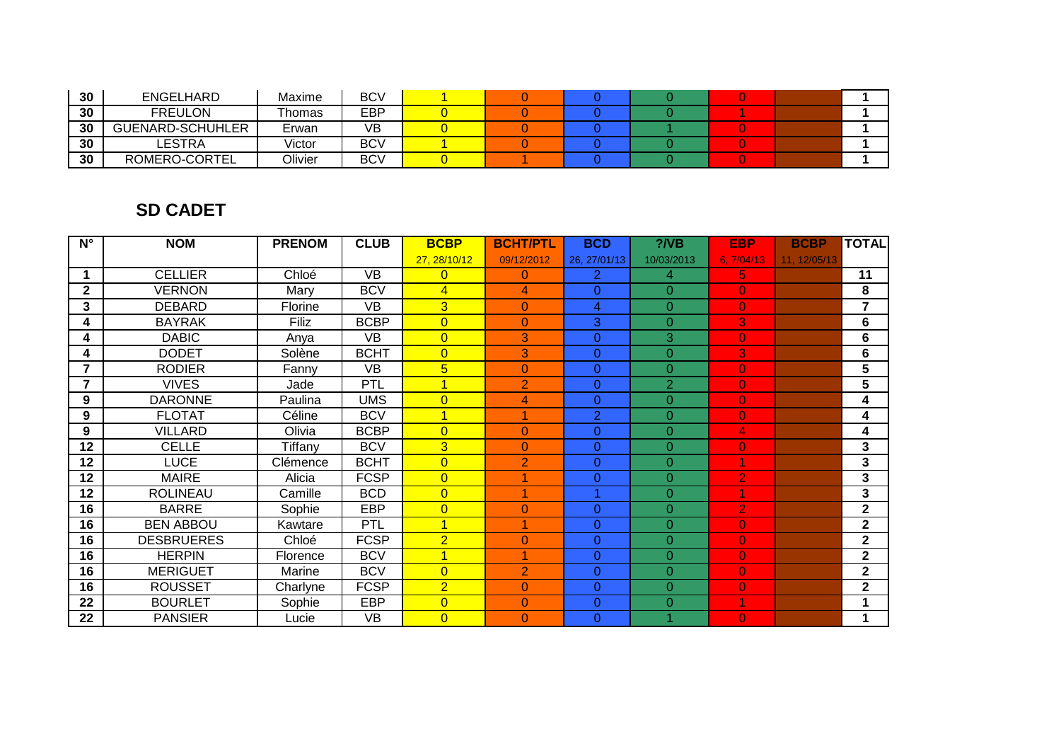| 30 | ENGELHARD | Maxime | BCV | 1 | 0 | 0 | 0 | 0 | | 1 |
|---|---|---|---|---|---|---|---|---|---|---|
| 30 | FREULON | Thomas | EBP | 0 | 0 | 0 | 0 | 1 | | 1 |
| 30 | GUENARD-SCHUHLER | Erwan | VB | 0 | 0 | 0 | 1 | 0 | | 1 |
| 30 | LESTRA | Victor | BCV | 1 | 0 | 0 | 0 | 0 | | 1 |
| 30 | ROMERO-CORTEL | Olivier | BCV | 0 | 1 | 0 | 0 | 0 | | 1 |

## SD CADET

| N° | NOM | PRENOM | CLUB | BCBP | BCHT/PTL | BCD | ?/VB | EBP | BCBP | TOTAL |
|---|---|---|---|---|---|---|---|---|---|---|
| | | | | 27, 28/10/12 | 09/12/2012 | 26, 27/01/13 | 10/03/2013 | 6, 7/04/13 | 11, 12/05/13 | |
| 1 | CELLIER | Chloé | VB | 0 | 0 | 2 | 4 | 5 | | 11 |
| 2 | VERNON | Mary | BCV | 4 | 4 | 0 | 0 | 0 | | 8 |
| 3 | DEBARD | Florine | VB | 3 | 0 | 4 | 0 | 0 | | 7 |
| 4 | BAYRAK | Filiz | BCBP | 0 | 0 | 3 | 0 | 3 | | 6 |
| 4 | DABIC | Anya | VB | 0 | 3 | 0 | 3 | 0 | | 6 |
| 4 | DODET | Solène | BCHT | 0 | 3 | 0 | 0 | 3 | | 6 |
| 7 | RODIER | Fanny | VB | 5 | 0 | 0 | 0 | 0 | | 5 |
| 7 | VIVES | Jade | PTL | 1 | 2 | 0 | 2 | 0 | | 5 |
| 9 | DARONNE | Paulina | UMS | 0 | 4 | 0 | 0 | 0 | | 4 |
| 9 | FLOTAT | Céline | BCV | 1 | 1 | 2 | 0 | 0 | | 4 |
| 9 | VILLARD | Olivia | BCBP | 0 | 0 | 0 | 0 | 4 | | 4 |
| 12 | CELLE | Tiffany | BCV | 3 | 0 | 0 | 0 | 0 | | 3 |
| 12 | LUCE | Clémence | BCHT | 0 | 2 | 0 | 0 | 1 | | 3 |
| 12 | MAIRE | Alicia | FCSP | 0 | 1 | 0 | 0 | 2 | | 3 |
| 12 | ROLINEAU | Camille | BCD | 0 | 1 | 1 | 0 | 1 | | 3 |
| 16 | BARRE | Sophie | EBP | 0 | 0 | 0 | 0 | 2 | | 2 |
| 16 | BEN ABBOU | Kawtare | PTL | 1 | 1 | 0 | 0 | 0 | | 2 |
| 16 | DESBRUERES | Chloé | FCSP | 2 | 0 | 0 | 0 | 0 | | 2 |
| 16 | HERPIN | Florence | BCV | 1 | 1 | 0 | 0 | 0 | | 2 |
| 16 | MERIGUET | Marine | BCV | 0 | 2 | 0 | 0 | 0 | | 2 |
| 16 | ROUSSET | Charlyne | FCSP | 2 | 0 | 0 | 0 | 0 | | 2 |
| 22 | BOURLET | Sophie | EBP | 0 | 0 | 0 | 0 | 1 | | 1 |
| 22 | PANSIER | Lucie | VB | 0 | 0 | 0 | 1 | 0 | | 1 |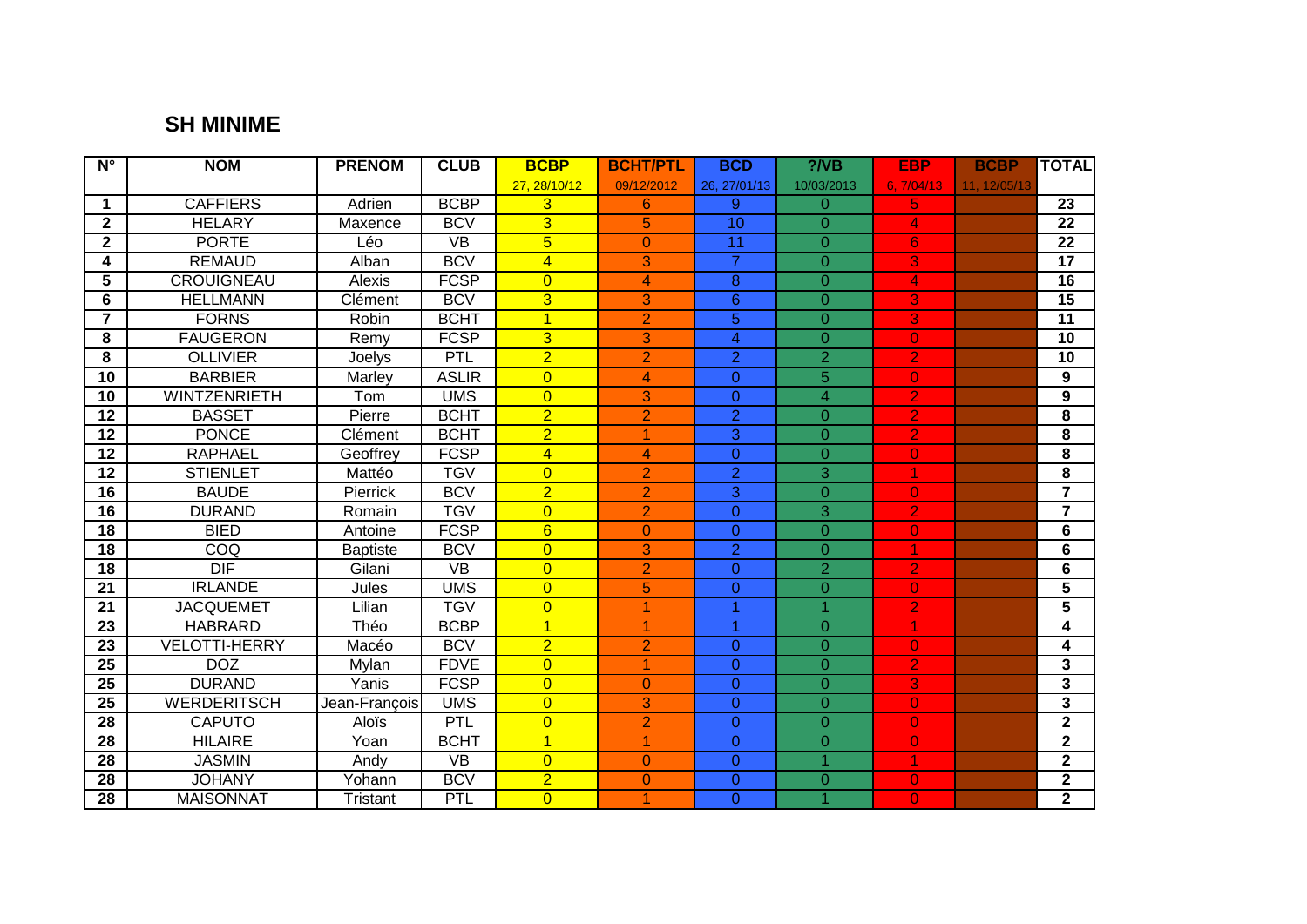## SH MINIME

| N° | NOM | PRENOM | CLUB | BCBP | BCHT/PTL | BCD | ?/VB | EBP | BCBP | TOTAL |
|---|---|---|---|---|---|---|---|---|---|---|
| | | | | 27, 28/10/12 | 09/12/2012 | 26, 27/01/13 | 10/03/2013 | 6, 7/04/13 | 11, 12/05/13 | |
| 1 | CAFFIERS | Adrien | BCBP | 3 | 6 | 9 | 0 | 5 | | 23 |
| 2 | HELARY | Maxence | BCV | 3 | 5 | 10 | 0 | 4 | | 22 |
| 2 | PORTE | Léo | VB | 5 | 0 | 11 | 0 | 6 | | 22 |
| 4 | REMAUD | Alban | BCV | 4 | 3 | 7 | 0 | 3 | | 17 |
| 5 | CROUIGNEAU | Alexis | FCSP | 0 | 4 | 8 | 0 | 4 | | 16 |
| 6 | HELLMANN | Clément | BCV | 3 | 3 | 6 | 0 | 3 | | 15 |
| 7 | FORNS | Robin | BCHT | 1 | 2 | 5 | 0 | 3 | | 11 |
| 8 | FAUGERON | Remy | FCSP | 3 | 3 | 4 | 0 | 0 | | 10 |
| 8 | OLLIVIER | Joelys | PTL | 2 | 2 | 2 | 2 | 2 | | 10 |
| 10 | BARBIER | Marley | ASLIR | 0 | 4 | 0 | 5 | 0 | | 9 |
| 10 | WINTZENRIETH | Tom | UMS | 0 | 3 | 0 | 4 | 2 | | 9 |
| 12 | BASSET | Pierre | BCHT | 2 | 2 | 2 | 0 | 2 | | 8 |
| 12 | PONCE | Clément | BCHT | 2 | 1 | 3 | 0 | 2 | | 8 |
| 12 | RAPHAEL | Geoffrey | FCSP | 4 | 4 | 0 | 0 | 0 | | 8 |
| 12 | STIENLET | Mattéo | TGV | 0 | 2 | 2 | 3 | 1 | | 8 |
| 16 | BAUDE | Pierrick | BCV | 2 | 2 | 3 | 0 | 0 | | 7 |
| 16 | DURAND | Romain | TGV | 0 | 2 | 0 | 3 | 2 | | 7 |
| 18 | BIED | Antoine | FCSP | 6 | 0 | 0 | 0 | 0 | | 6 |
| 18 | COQ | Baptiste | BCV | 0 | 3 | 2 | 0 | 1 | | 6 |
| 18 | DIF | Gilani | VB | 0 | 2 | 0 | 2 | 2 | | 6 |
| 21 | IRLANDE | Jules | UMS | 0 | 5 | 0 | 0 | 0 | | 5 |
| 21 | JACQUEMET | Lilian | TGV | 0 | 1 | 1 | 1 | 2 | | 5 |
| 23 | HABRARD | Théo | BCBP | 1 | 1 | 1 | 0 | 1 | | 4 |
| 23 | VELOTTI-HERRY | Macéo | BCV | 2 | 2 | 0 | 0 | 0 | | 4 |
| 25 | DOZ | Mylan | FDVE | 0 | 1 | 0 | 0 | 2 | | 3 |
| 25 | DURAND | Yanis | FCSP | 0 | 0 | 0 | 0 | 3 | | 3 |
| 25 | WERDERITSCH | Jean-François | UMS | 0 | 3 | 0 | 0 | 0 | | 3 |
| 28 | CAPUTO | Aloïs | PTL | 0 | 2 | 0 | 0 | 0 | | 2 |
| 28 | HILAIRE | Yoan | BCHT | 1 | 1 | 0 | 0 | 0 | | 2 |
| 28 | JASMIN | Andy | VB | 0 | 0 | 0 | 1 | 1 | | 2 |
| 28 | JOHANY | Yohann | BCV | 2 | 0 | 0 | 0 | 0 | | 2 |
| 28 | MAISONNAT | Tristant | PTL | 0 | 1 | 0 | 1 | 0 | | 2 |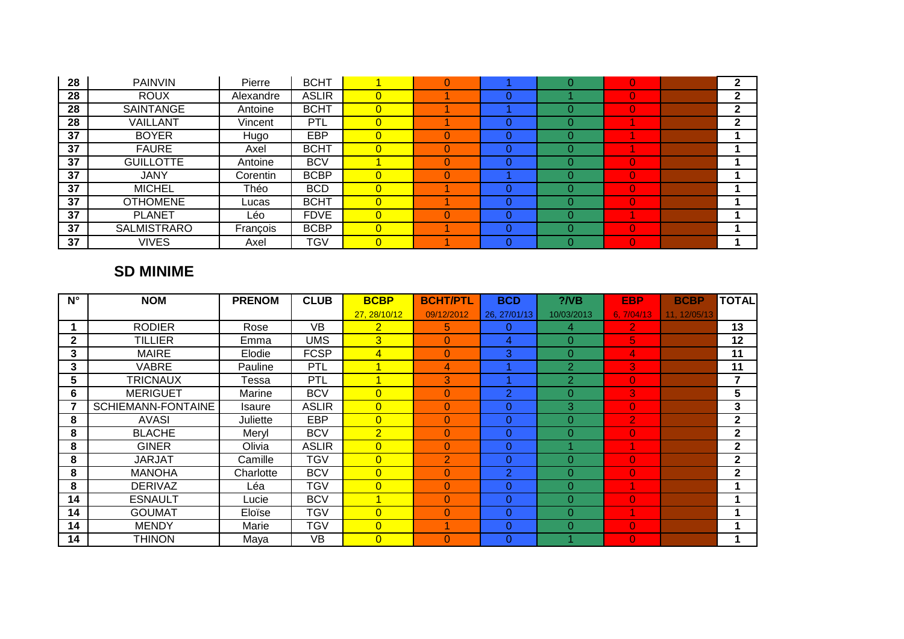| | | | | | | | | | | |
|---|---|---|---|---|---|---|---|---|---|---|
| 28 | PAINVIN | Pierre | BCHT | 1 | 0 | 1 | 0 | 0 | | 2 |
| 28 | ROUX | Alexandre | ASLIR | 0 | 1 | 0 | 1 | 0 | | 2 |
| 28 | SAINTANGE | Antoine | BCHT | 0 | 1 | 1 | 0 | 0 | | 2 |
| 28 | VAILLANT | Vincent | PTL | 0 | 1 | 0 | 0 | 1 | | 2 |
| 37 | BOYER | Hugo | EBP | 0 | 0 | 0 | 0 | 1 | | 1 |
| 37 | FAURE | Axel | BCHT | 0 | 0 | 0 | 0 | 1 | | 1 |
| 37 | GUILLOTTE | Antoine | BCV | 1 | 0 | 0 | 0 | 0 | | 1 |
| 37 | JANY | Corentin | BCBP | 0 | 0 | 1 | 0 | 0 | | 1 |
| 37 | MICHEL | Théo | BCD | 0 | 1 | 0 | 0 | 0 | | 1 |
| 37 | OTHOMENE | Lucas | BCHT | 0 | 1 | 0 | 0 | 0 | | 1 |
| 37 | PLANET | Léo | FDVE | 0 | 0 | 0 | 0 | 1 | | 1 |
| 37 | SALMISTRARO | François | BCBP | 0 | 1 | 0 | 0 | 0 | | 1 |
| 37 | VIVES | Axel | TGV | 0 | 1 | 0 | 0 | 0 | | 1 |

## SD MINIME

| N° | NOM | PRENOM | CLUB | BCBP | BCHT/PTL | BCD | ?/VB | EBP | BCBP | TOTAL |
|---|---|---|---|---|---|---|---|---|---|---|
| | | | | 27, 28/10/12 | 09/12/2012 | 26, 27/01/13 | 10/03/2013 | 6, 7/04/13 | 11, 12/05/13 | |
| 1 | RODIER | Rose | VB | 2 | 5 | 0 | 4 | 2 | | 13 |
| 2 | TILLIER | Emma | UMS | 3 | 0 | 4 | 0 | 5 | | 12 |
| 3 | MAIRE | Elodie | FCSP | 4 | 0 | 3 | 0 | 4 | | 11 |
| 3 | VABRE | Pauline | PTL | 1 | 4 | 1 | 2 | 3 | | 11 |
| 5 | TRICNAUX | Tessa | PTL | 1 | 3 | 1 | 2 | 0 | | 7 |
| 6 | MERIGUET | Marine | BCV | 0 | 0 | 2 | 0 | 3 | | 5 |
| 7 | SCHIEMANN-FONTAINE | Isaure | ASLIR | 0 | 0 | 0 | 3 | 0 | | 3 |
| 8 | AVASI | Juliette | EBP | 0 | 0 | 0 | 0 | 2 | | 2 |
| 8 | BLACHE | Meryl | BCV | 2 | 0 | 0 | 0 | 0 | | 2 |
| 8 | GINER | Olivia | ASLIR | 0 | 0 | 0 | 1 | 1 | | 2 |
| 8 | JARJAT | Camille | TGV | 0 | 2 | 0 | 0 | 0 | | 2 |
| 8 | MANOHA | Charlotte | BCV | 0 | 0 | 2 | 0 | 0 | | 2 |
| 8 | DERIVAZ | Léa | TGV | 0 | 0 | 0 | 0 | 1 | | 1 |
| 14 | ESNAULT | Lucie | BCV | 1 | 0 | 0 | 0 | 0 | | 1 |
| 14 | GOUMAT | Eloïse | TGV | 0 | 0 | 0 | 0 | 1 | | 1 |
| 14 | MENDY | Marie | TGV | 0 | 1 | 0 | 0 | 0 | | 1 |
| 14 | THINON | Maya | VB | 0 | 0 | 0 | 1 | 0 | | 1 |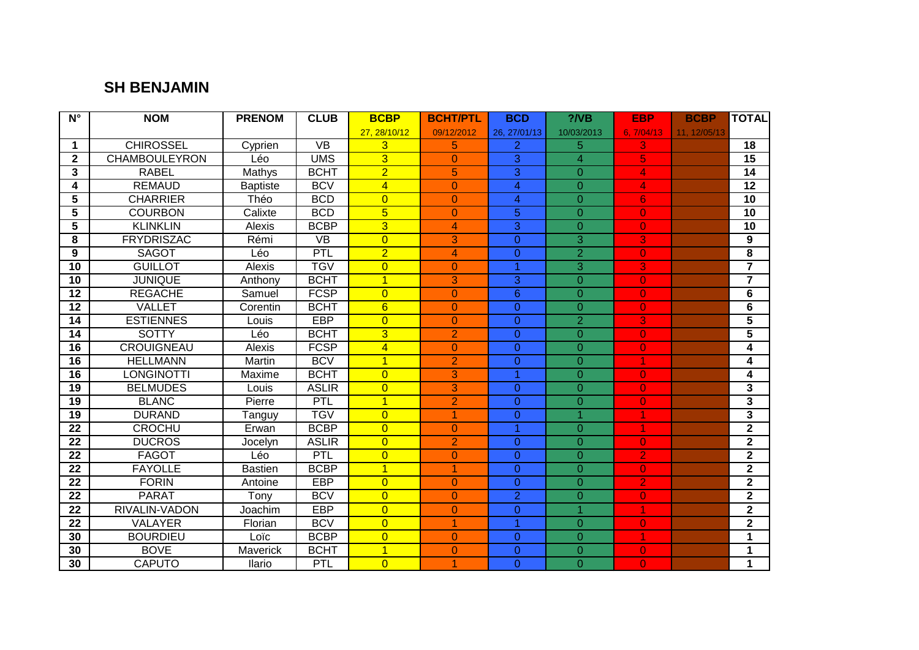## SH BENJAMIN

| N° | NOM | PRENOM | CLUB | BCBP | BCHT/PTL | BCD | ?/VB | EBP | BCBP | TOTAL |
|---|---|---|---|---|---|---|---|---|---|---|
| | | | | 27, 28/10/12 | 09/12/2012 | 26, 27/01/13 | 10/03/2013 | 6, 7/04/13 | 11, 12/05/13 | |
| 1 | CHIROSSEL | Cyprien | VB | 3 | 5 | 2 | 5 | 3 | | 18 |
| 2 | CHAMBOULEYRON | Léo | UMS | 3 | 0 | 3 | 4 | 5 | | 15 |
| 3 | RABEL | Mathys | BCHT | 2 | 5 | 3 | 0 | 4 | | 14 |
| 4 | REMAUD | Baptiste | BCV | 4 | 0 | 4 | 0 | 4 | | 12 |
| 5 | CHARRIER | Théo | BCD | 0 | 0 | 4 | 0 | 6 | | 10 |
| 5 | COURBON | Calixte | BCD | 5 | 0 | 5 | 0 | 0 | | 10 |
| 5 | KLINKLIN | Alexis | BCBP | 3 | 4 | 3 | 0 | 0 | | 10 |
| 8 | FRYDRISZAC | Rémi | VB | 0 | 3 | 0 | 3 | 3 | | 9 |
| 9 | SAGOT | Léo | PTL | 2 | 4 | 0 | 2 | 0 | | 8 |
| 10 | GUILLOT | Alexis | TGV | 0 | 0 | 1 | 3 | 3 | | 7 |
| 10 | JUNIQUE | Anthony | BCHT | 1 | 3 | 3 | 0 | 0 | | 7 |
| 12 | REGACHE | Samuel | FCSP | 0 | 0 | 6 | 0 | 0 | | 6 |
| 12 | VALLET | Corentin | BCHT | 6 | 0 | 0 | 0 | 0 | | 6 |
| 14 | ESTIENNES | Louis | EBP | 0 | 0 | 0 | 2 | 3 | | 5 |
| 14 | SOTTY | Léo | BCHT | 3 | 2 | 0 | 0 | 0 | | 5 |
| 16 | CROUIGNEAU | Alexis | FCSP | 4 | 0 | 0 | 0 | 0 | | 4 |
| 16 | HELLMANN | Martin | BCV | 1 | 2 | 0 | 0 | 1 | | 4 |
| 16 | LONGINOTTI | Maxime | BCHT | 0 | 3 | 1 | 0 | 0 | | 4 |
| 19 | BELMUDES | Louis | ASLIR | 0 | 3 | 0 | 0 | 0 | | 3 |
| 19 | BLANC | Pierre | PTL | 1 | 2 | 0 | 0 | 0 | | 3 |
| 19 | DURAND | Tanguy | TGV | 0 | 1 | 0 | 1 | 1 | | 3 |
| 22 | CROCHU | Erwan | BCBP | 0 | 0 | 1 | 0 | 1 | | 2 |
| 22 | DUCROS | Jocelyn | ASLIR | 0 | 2 | 0 | 0 | 0 | | 2 |
| 22 | FAGOT | Léo | PTL | 0 | 0 | 0 | 0 | 2 | | 2 |
| 22 | FAYOLLE | Bastien | BCBP | 1 | 1 | 0 | 0 | 0 | | 2 |
| 22 | FORIN | Antoine | EBP | 0 | 0 | 0 | 0 | 2 | | 2 |
| 22 | PARAT | Tony | BCV | 0 | 0 | 2 | 0 | 0 | | 2 |
| 22 | RIVALIN-VADON | Joachim | EBP | 0 | 0 | 0 | 1 | 1 | | 2 |
| 22 | VALAYER | Florian | BCV | 0 | 1 | 1 | 0 | 0 | | 2 |
| 30 | BOURDIEU | Loïc | BCBP | 0 | 0 | 0 | 0 | 1 | | 1 |
| 30 | BOVE | Maverick | BCHT | 1 | 0 | 0 | 0 | 0 | | 1 |
| 30 | CAPUTO | Ilario | PTL | 0 | 1 | 0 | 0 | 0 | | 1 |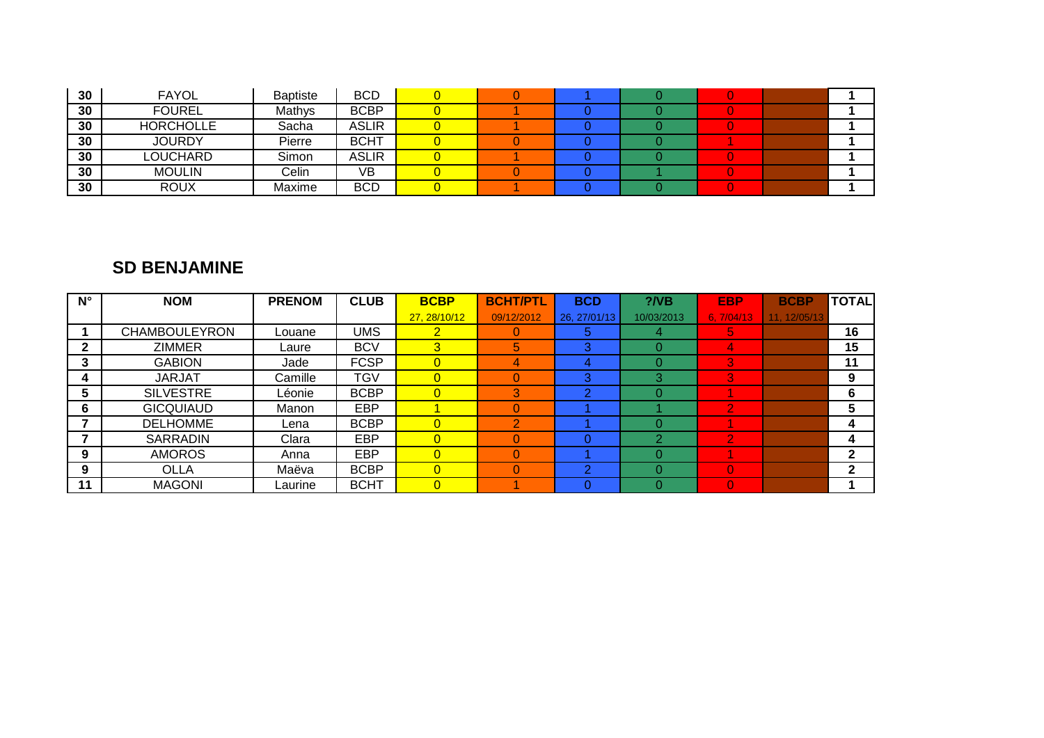| 30 | FAYOL | Baptiste | BCD | 0 | 0 | 1 | 0 | 0 | | 1 |
|---|---|---|---|---|---|---|---|---|---|---|
| 30 | FOUREL | Mathys | BCBP | 0 | 1 | 0 | 0 | 0 | | 1 |
| 30 | HORCHOLLE | Sacha | ASLIR | 0 | 1 | 0 | 0 | 0 | | 1 |
| 30 | JOURDY | Pierre | BCHT | 0 | 0 | 0 | 0 | 1 | | 1 |
| 30 | LOUCHARD | Simon | ASLIR | 0 | 1 | 0 | 0 | 0 | | 1 |
| 30 | MOULIN | Celin | VB | 0 | 0 | 0 | 1 | 0 | | 1 |
| 30 | ROUX | Maxime | BCD | 0 | 1 | 0 | 0 | 0 | | 1 |

## SD BENJAMINE

| N° | NOM | PRENOM | CLUB | BCBP | BCHT/PTL | BCD | ?/VB | EBP | BCBP | TOTAL |
|---|---|---|---|---|---|---|---|---|---|---|
| | | | | 27, 28/10/12 | 09/12/2012 | 26, 27/01/13 | 10/03/2013 | 6, 7/04/13 | 11, 12/05/13 | |
| 1 | CHAMBOULEYRON | Louane | UMS | 2 | 0 | 5 | 4 | 5 | | 16 |
| 2 | ZIMMER | Laure | BCV | 3 | 5 | 3 | 0 | 4 | | 15 |
| 3 | GABION | Jade | FCSP | 0 | 4 | 4 | 0 | 3 | | 11 |
| 4 | JARJAT | Camille | TGV | 0 | 0 | 3 | 3 | 3 | | 9 |
| 5 | SILVESTRE | Léonie | BCBP | 0 | 3 | 2 | 0 | 1 | | 6 |
| 6 | GICQUIAUD | Manon | EBP | 1 | 0 | 1 | 1 | 2 | | 5 |
| 7 | DELHOMME | Lena | BCBP | 0 | 2 | 1 | 0 | 1 | | 4 |
| 7 | SARRADIN | Clara | EBP | 0 | 0 | 0 | 2 | 2 | | 4 |
| 9 | AMOROS | Anna | EBP | 0 | 0 | 1 | 0 | 1 | | 2 |
| 9 | OLLA | Maëva | BCBP | 0 | 0 | 2 | 0 | 0 | | 2 |
| 11 | MAGONI | Laurine | BCHT | 0 | 1 | 0 | 0 | 0 | | 1 |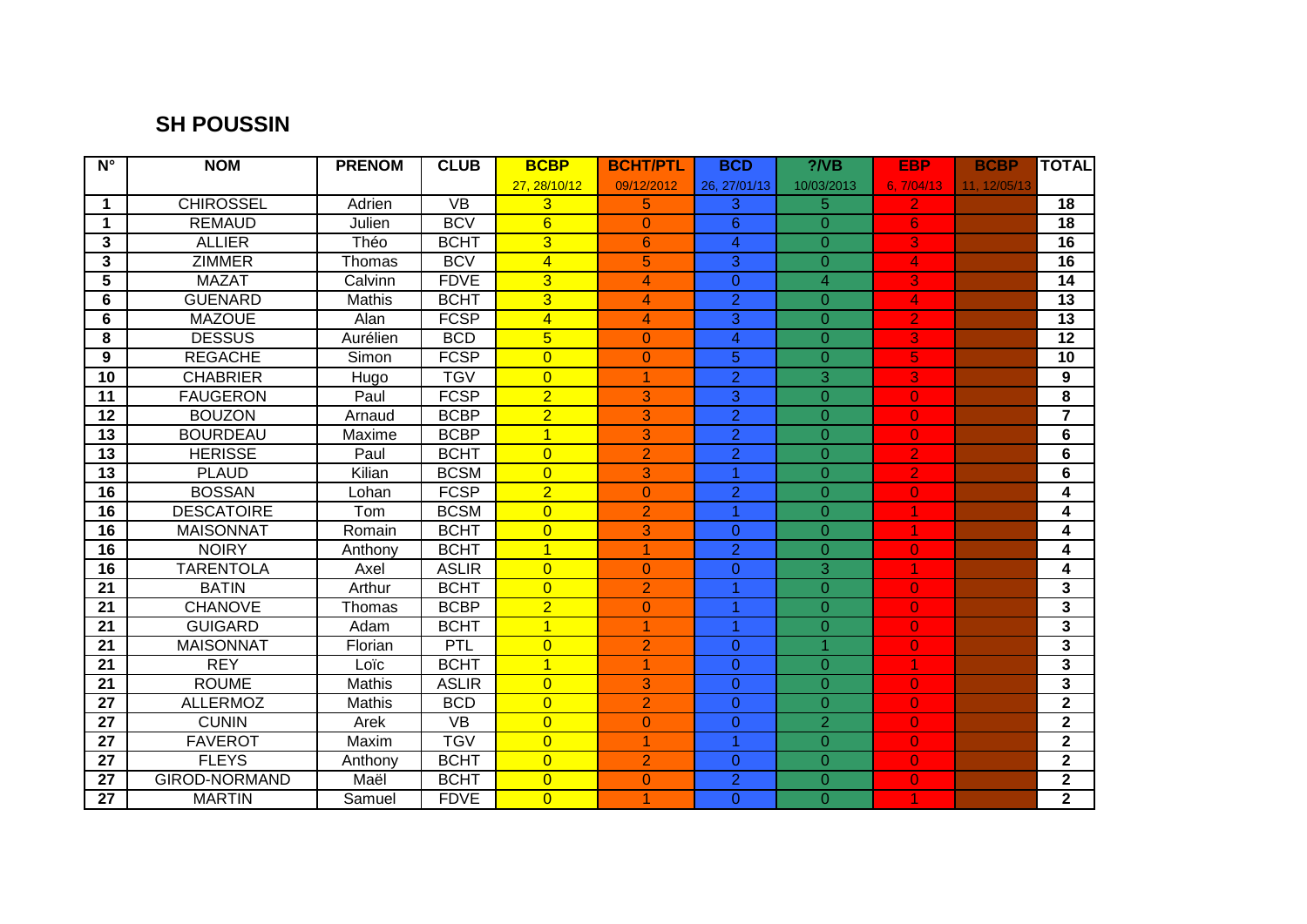## SH POUSSIN

| N° | NOM | PRENOM | CLUB | BCBP | BCHT/PTL | BCD | ?/VB | EBP | BCBP | TOTAL |
|---|---|---|---|---|---|---|---|---|---|---|
| | | | | 27, 28/10/12 | 09/12/2012 | 26, 27/01/13 | 10/03/2013 | 6, 7/04/13 | 11, 12/05/13 | |
| 1 | CHIROSSEL | Adrien | VB | 3 | 5 | 3 | 5 | 2 | | 18 |
| 1 | REMAUD | Julien | BCV | 6 | 0 | 6 | 0 | 6 | | 18 |
| 3 | ALLIER | Théo | BCHT | 3 | 6 | 4 | 0 | 3 | | 16 |
| 3 | ZIMMER | Thomas | BCV | 4 | 5 | 3 | 0 | 4 | | 16 |
| 5 | MAZAT | Calvinn | FDVE | 3 | 4 | 0 | 4 | 3 | | 14 |
| 6 | GUENARD | Mathis | BCHT | 3 | 4 | 2 | 0 | 4 | | 13 |
| 6 | MAZOUE | Alan | FCSP | 4 | 4 | 3 | 0 | 2 | | 13 |
| 8 | DESSUS | Aurélien | BCD | 5 | 0 | 4 | 0 | 3 | | 12 |
| 9 | REGACHE | Simon | FCSP | 0 | 0 | 5 | 0 | 5 | | 10 |
| 10 | CHABRIER | Hugo | TGV | 0 | 1 | 2 | 3 | 3 | | 9 |
| 11 | FAUGERON | Paul | FCSP | 2 | 3 | 3 | 0 | 0 | | 8 |
| 12 | BOUZON | Arnaud | BCBP | 2 | 3 | 2 | 0 | 0 | | 7 |
| 13 | BOURDEAU | Maxime | BCBP | 1 | 3 | 2 | 0 | 0 | | 6 |
| 13 | HERISSE | Paul | BCHT | 0 | 2 | 2 | 0 | 2 | | 6 |
| 13 | PLAUD | Kilian | BCSM | 0 | 3 | 1 | 0 | 2 | | 6 |
| 16 | BOSSAN | Lohan | FCSP | 2 | 0 | 2 | 0 | 0 | | 4 |
| 16 | DESCATOIRE | Tom | BCSM | 0 | 2 | 1 | 0 | 1 | | 4 |
| 16 | MAISONNAT | Romain | BCHT | 0 | 3 | 0 | 0 | 1 | | 4 |
| 16 | NOIRY | Anthony | BCHT | 1 | 1 | 2 | 0 | 0 | | 4 |
| 16 | TARENTOLA | Axel | ASLIR | 0 | 0 | 0 | 3 | 1 | | 4 |
| 21 | BATIN | Arthur | BCHT | 0 | 2 | 1 | 0 | 0 | | 3 |
| 21 | CHANOVE | Thomas | BCBP | 2 | 0 | 1 | 0 | 0 | | 3 |
| 21 | GUIGARD | Adam | BCHT | 1 | 1 | 1 | 0 | 0 | | 3 |
| 21 | MAISONNAT | Florian | PTL | 0 | 2 | 0 | 1 | 0 | | 3 |
| 21 | REY | Loïc | BCHT | 1 | 1 | 0 | 0 | 1 | | 3 |
| 21 | ROUME | Mathis | ASLIR | 0 | 3 | 0 | 0 | 0 | | 3 |
| 27 | ALLERMOZ | Mathis | BCD | 0 | 2 | 0 | 0 | 0 | | 2 |
| 27 | CUNIN | Arek | VB | 0 | 0 | 0 | 2 | 0 | | 2 |
| 27 | FAVEROT | Maxim | TGV | 0 | 1 | 1 | 0 | 0 | | 2 |
| 27 | FLEYS | Anthony | BCHT | 0 | 2 | 0 | 0 | 0 | | 2 |
| 27 | GIROD-NORMAND | Maël | BCHT | 0 | 0 | 2 | 0 | 0 | | 2 |
| 27 | MARTIN | Samuel | FDVE | 0 | 1 | 0 | 0 | 1 | | 2 |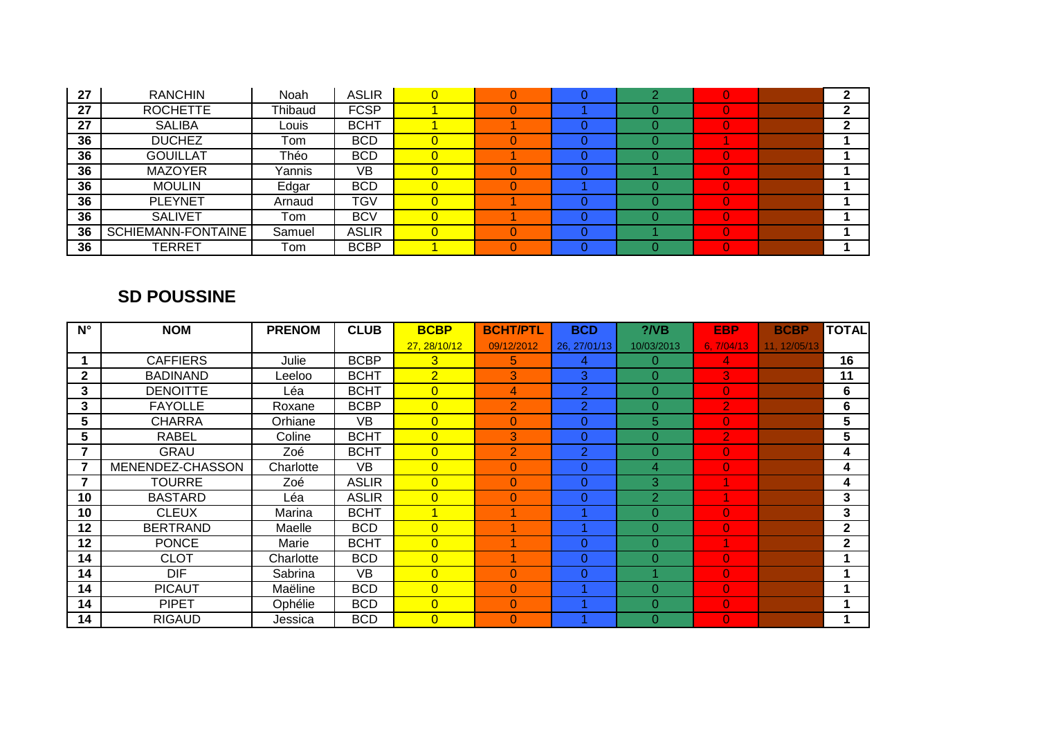| | | | | | | | | | | |
|---|---|---|---|---|---|---|---|---|---|---|
| 27 | RANCHIN | Noah | ASLIR | 0 | 0 | 0 | 2 | 0 | | 2 |
| 27 | ROCHETTE | Thibaud | FCSP | 1 | 0 | 1 | 0 | 0 | | 2 |
| 27 | SALIBA | Louis | BCHT | 1 | 1 | 0 | 0 | 0 | | 2 |
| 36 | DUCHEZ | Tom | BCD | 0 | 0 | 0 | 0 | 1 | | 1 |
| 36 | GOUILLAT | Théo | BCD | 0 | 1 | 0 | 0 | 0 | | 1 |
| 36 | MAZOYER | Yannis | VB | 0 | 0 | 0 | 1 | 0 | | 1 |
| 36 | MOULIN | Edgar | BCD | 0 | 0 | 1 | 0 | 0 | | 1 |
| 36 | PLEYNET | Arnaud | TGV | 0 | 1 | 0 | 0 | 0 | | 1 |
| 36 | SALIVET | Tom | BCV | 0 | 1 | 0 | 0 | 0 | | 1 |
| 36 | SCHIEMANN-FONTAINE | Samuel | ASLIR | 0 | 0 | 0 | 1 | 0 | | 1 |
| 36 | TERRET | Tom | BCBP | 1 | 0 | 0 | 0 | 0 | | 1 |

## SD POUSSINE

| N° | NOM | PRENOM | CLUB | BCBP | BCHT/PTL | BCD | ?/VB | EBP | BCBP | TOTAL |
|---|---|---|---|---|---|---|---|---|---|---|
| | | | | 27, 28/10/12 | 09/12/2012 | 26, 27/01/13 | 10/03/2013 | 6, 7/04/13 | 11, 12/05/13 | |
| 1 | CAFFIERS | Julie | BCBP | 3 | 5 | 4 | 0 | 4 | | 16 |
| 2 | BADINAND | Leeloo | BCHT | 2 | 3 | 3 | 0 | 3 | | 11 |
| 3 | DENOITTE | Léa | BCHT | 0 | 4 | 2 | 0 | 0 | | 6 |
| 3 | FAYOLLE | Roxane | BCBP | 0 | 2 | 2 | 0 | 2 | | 6 |
| 5 | CHARRA | Orhiane | VB | 0 | 0 | 0 | 5 | 0 | | 5 |
| 5 | RABEL | Coline | BCHT | 0 | 3 | 0 | 0 | 2 | | 5 |
| 7 | GRAU | Zoé | BCHT | 0 | 2 | 2 | 0 | 0 | | 4 |
| 7 | MENENDEZ-CHASSON | Charlotte | VB | 0 | 0 | 0 | 4 | 0 | | 4 |
| 7 | TOURRE | Zoé | ASLIR | 0 | 0 | 0 | 3 | 1 | | 4 |
| 10 | BASTARD | Léa | ASLIR | 0 | 0 | 0 | 2 | 1 | | 3 |
| 10 | CLEUX | Marina | BCHT | 1 | 1 | 1 | 0 | 0 | | 3 |
| 12 | BERTRAND | Maelle | BCD | 0 | 1 | 1 | 0 | 0 | | 2 |
| 12 | PONCE | Marie | BCHT | 0 | 1 | 0 | 0 | 1 | | 2 |
| 14 | CLOT | Charlotte | BCD | 0 | 1 | 0 | 0 | 0 | | 1 |
| 14 | DIF | Sabrina | VB | 0 | 0 | 0 | 1 | 0 | | 1 |
| 14 | PICAUT | Maëline | BCD | 0 | 0 | 1 | 0 | 0 | | 1 |
| 14 | PIPET | Ophélie | BCD | 0 | 0 | 1 | 0 | 0 | | 1 |
| 14 | RIGAUD | Jessica | BCD | 0 | 0 | 1 | 0 | 0 | | 1 |